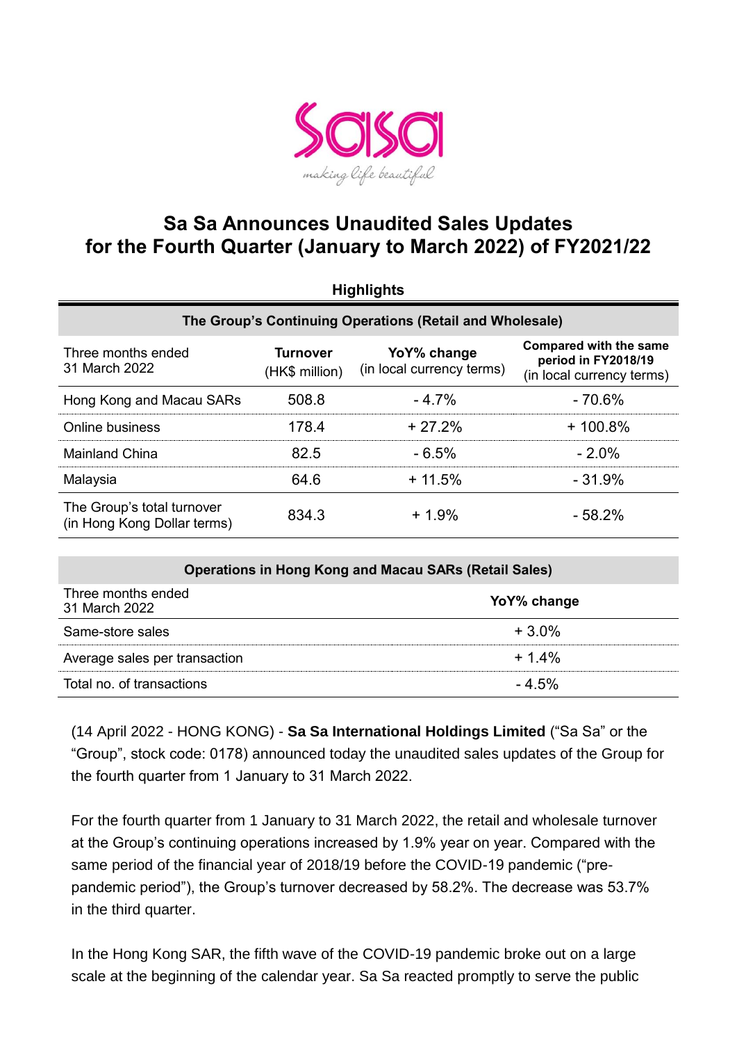# Sa Sa Announces Unaudited Sales Updates for the Fourth Quarter (January to March 2022) of FY2021/22

**Highlights**

| The Group's Continuing Operations (Retail and Wholesale) | | | |
|---|---|---|---|
| Three months ended 31 March 2022 | **Turnover** (HK$ million) | **YoY% change** (in local currency terms) | **Compared with the same period in FY2018/19** (in local currency terms) |
| Hong Kong and Macau SARs | 508.8 | - 4.7% | - 70.6% |
| Online business | 178.4 | + 27.2% | + 100.8% |
| Mainland China | 82.5 | - 6.5% | - 2.0% |
| Malaysia | 64.6 | + 11.5% | - 31.9% |
| The Group's total turnover (in Hong Kong Dollar terms) | 834.3 | + 1.9% | - 58.2% |

| Operations in Hong Kong and Macau SARs (Retail Sales) | |
|---|---|
| Three months ended 31 March 2022 | **YoY% change** |
| Same-store sales | + 3.0% |
| Average sales per transaction | + 1.4% |
| Total no. of transactions | - 4.5% |

(14 April 2022 - HONG KONG) - **Sa Sa International Holdings Limited** ("Sa Sa" or the "Group", stock code: 0178) announced today the unaudited sales updates of the Group for the fourth quarter from 1 January to 31 March 2022.

For the fourth quarter from 1 January to 31 March 2022, the retail and wholesale turnover at the Group's continuing operations increased by 1.9% year on year. Compared with the same period of the financial year of 2018/19 before the COVID-19 pandemic ("pre-pandemic period"), the Group's turnover decreased by 58.2%. The decrease was 53.7% in the third quarter.

In the Hong Kong SAR, the fifth wave of the COVID-19 pandemic broke out on a large scale at the beginning of the calendar year. Sa Sa reacted promptly to serve the public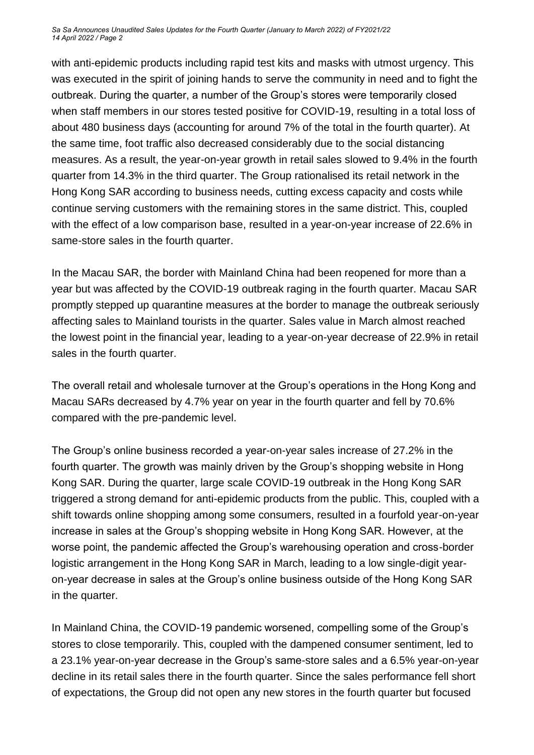with anti-epidemic products including rapid test kits and masks with utmost urgency. This was executed in the spirit of joining hands to serve the community in need and to fight the outbreak. During the quarter, a number of the Group's stores were temporarily closed when staff members in our stores tested positive for COVID-19, resulting in a total loss of about 480 business days (accounting for around 7% of the total in the fourth quarter). At the same time, foot traffic also decreased considerably due to the social distancing measures. As a result, the year-on-year growth in retail sales slowed to 9.4% in the fourth quarter from 14.3% in the third quarter. The Group rationalised its retail network in the Hong Kong SAR according to business needs, cutting excess capacity and costs while continue serving customers with the remaining stores in the same district. This, coupled with the effect of a low comparison base, resulted in a year-on-year increase of 22.6% in same-store sales in the fourth quarter.

In the Macau SAR, the border with Mainland China had been reopened for more than a year but was affected by the COVID-19 outbreak raging in the fourth quarter. Macau SAR promptly stepped up quarantine measures at the border to manage the outbreak seriously affecting sales to Mainland tourists in the quarter. Sales value in March almost reached the lowest point in the financial year, leading to a year-on-year decrease of 22.9% in retail sales in the fourth quarter.

The overall retail and wholesale turnover at the Group's operations in the Hong Kong and Macau SARs decreased by 4.7% year on year in the fourth quarter and fell by 70.6% compared with the pre-pandemic level.

The Group's online business recorded a year-on-year sales increase of 27.2% in the fourth quarter. The growth was mainly driven by the Group's shopping website in Hong Kong SAR. During the quarter, large scale COVID-19 outbreak in the Hong Kong SAR triggered a strong demand for anti-epidemic products from the public. This, coupled with a shift towards online shopping among some consumers, resulted in a fourfold year-on-year increase in sales at the Group's shopping website in Hong Kong SAR. However, at the worse point, the pandemic affected the Group's warehousing operation and cross-border logistic arrangement in the Hong Kong SAR in March, leading to a low single-digit year-on-year decrease in sales at the Group's online business outside of the Hong Kong SAR in the quarter.

In Mainland China, the COVID-19 pandemic worsened, compelling some of the Group's stores to close temporarily. This, coupled with the dampened consumer sentiment, led to a 23.1% year-on-year decrease in the Group's same-store sales and a 6.5% year-on-year decline in its retail sales there in the fourth quarter. Since the sales performance fell short of expectations, the Group did not open any new stores in the fourth quarter but focused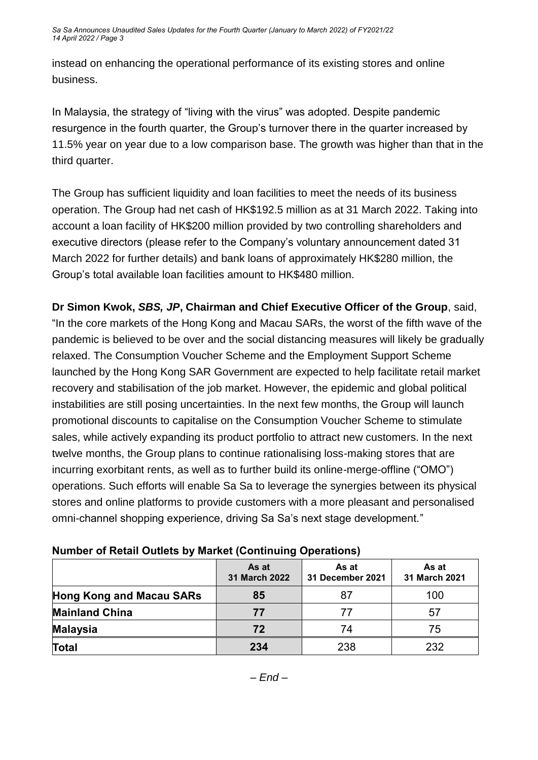instead on enhancing the operational performance of its existing stores and online business.

In Malaysia, the strategy of "living with the virus" was adopted. Despite pandemic resurgence in the fourth quarter, the Group's turnover there in the quarter increased by 11.5% year on year due to a low comparison base. The growth was higher than that in the third quarter.

The Group has sufficient liquidity and loan facilities to meet the needs of its business operation. The Group had net cash of HK$192.5 million as at 31 March 2022. Taking into account a loan facility of HK$200 million provided by two controlling shareholders and executive directors (please refer to the Company's voluntary announcement dated 31 March 2022 for further details) and bank loans of approximately HK$280 million, the Group's total available loan facilities amount to HK$480 million.

**Dr Simon Kwok, *SBS, JP*, Chairman and Chief Executive Officer of the Group**, said, "In the core markets of the Hong Kong and Macau SARs, the worst of the fifth wave of the pandemic is believed to be over and the social distancing measures will likely be gradually relaxed. The Consumption Voucher Scheme and the Employment Support Scheme launched by the Hong Kong SAR Government are expected to help facilitate retail market recovery and stabilisation of the job market. However, the epidemic and global political instabilities are still posing uncertainties. In the next few months, the Group will launch promotional discounts to capitalise on the Consumption Voucher Scheme to stimulate sales, while actively expanding its product portfolio to attract new customers. In the next twelve months, the Group plans to continue rationalising loss-making stores that are incurring exorbitant rents, as well as to further build its online-merge-offline ("OMO") operations. Such efforts will enable Sa Sa to leverage the synergies between its physical stores and online platforms to provide customers with a more pleasant and personalised omni-channel shopping experience, driving Sa Sa's next stage development."

**Number of Retail Outlets by Market (Continuing Operations)**

| | As at 31 March 2022 | As at 31 December 2021 | As at 31 March 2021 |
|---|---|---|---|
| **Hong Kong and Macau SARs** | **85** | 87 | 100 |
| **Mainland China** | **77** | 77 | 57 |
| **Malaysia** | **72** | 74 | 75 |
| **Total** | **234** | 238 | 232 |

*– End –*